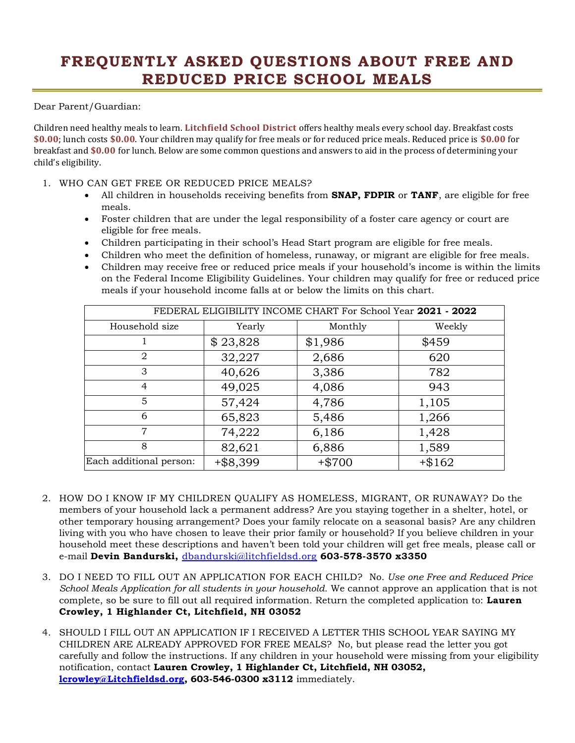# FREQUENTLY ASKED QUESTIONS ABOUT FREE AND REDUCED PRICE SCHOOL MEALS

Dear Parent/Guardian:

Children need healthy meals to learn. **Litchfield School District** offers healthy meals every school day. Breakfast costs **$0.00**; lunch costs **$0.00**. Your children may qualify for free meals or for reduced price meals. Reduced price is **$0.00** for breakfast and **$0.00** for lunch. Below are some common questions and answers to aid in the process of determining your child's eligibility.

1. WHO CAN GET FREE OR REDUCED PRICE MEALS?
   - All children in households receiving benefits from **SNAP, FDPIR** or **TANF**, are eligible for free meals.
   - Foster children that are under the legal responsibility of a foster care agency or court are eligible for free meals.
   - Children participating in their school's Head Start program are eligible for free meals.
   - Children who meet the definition of homeless, runaway, or migrant are eligible for free meals.
   - Children may receive free or reduced price meals if your household's income is within the limits on the Federal Income Eligibility Guidelines. Your children may qualify for free or reduced price meals if your household income falls at or below the limits on this chart.

| FEDERAL ELIGIBILITY INCOME CHART For School Year **2021 - 2022** | | | |
|---|---|---|---|
| Household size | Yearly | Monthly | Weekly |
| 1 | $ 23,828 | $1,986 | $459 |
| 2 | 32,227 | 2,686 | 620 |
| 3 | 40,626 | 3,386 | 782 |
| 4 | 49,025 | 4,086 | 943 |
| 5 | 57,424 | 4,786 | 1,105 |
| 6 | 65,823 | 5,486 | 1,266 |
| 7 | 74,222 | 6,186 | 1,428 |
| 8 | 82,621 | 6,886 | 1,589 |
| Each additional person: | +$8,399 | +$700 | +$162 |

2. HOW DO I KNOW IF MY CHILDREN QUALIFY AS HOMELESS, MIGRANT, OR RUNAWAY? Do the members of your household lack a permanent address? Are you staying together in a shelter, hotel, or other temporary housing arrangement? Does your family relocate on a seasonal basis? Are any children living with you who have chosen to leave their prior family or household? If you believe children in your household meet these descriptions and haven't been told your children will get free meals, please call or e-mail **Devin Bandurski,** dbandurski@litchfieldsd.org **603-578-3570 x3350**

3. DO I NEED TO FILL OUT AN APPLICATION FOR EACH CHILD? No. *Use one Free and Reduced Price School Meals Application for all students in your household.* We cannot approve an application that is not complete, so be sure to fill out all required information. Return the completed application to: **Lauren Crowley, 1 Highlander Ct, Litchfield, NH 03052**

4. SHOULD I FILL OUT AN APPLICATION IF I RECEIVED A LETTER THIS SCHOOL YEAR SAYING MY CHILDREN ARE ALREADY APPROVED FOR FREE MEALS? No, but please read the letter you got carefully and follow the instructions. If any children in your household were missing from your eligibility notification, contact **Lauren Crowley, 1 Highlander Ct, Litchfield, NH 03052, lcrowley@Litchfieldsd.org, 603-546-0300 x3112** immediately.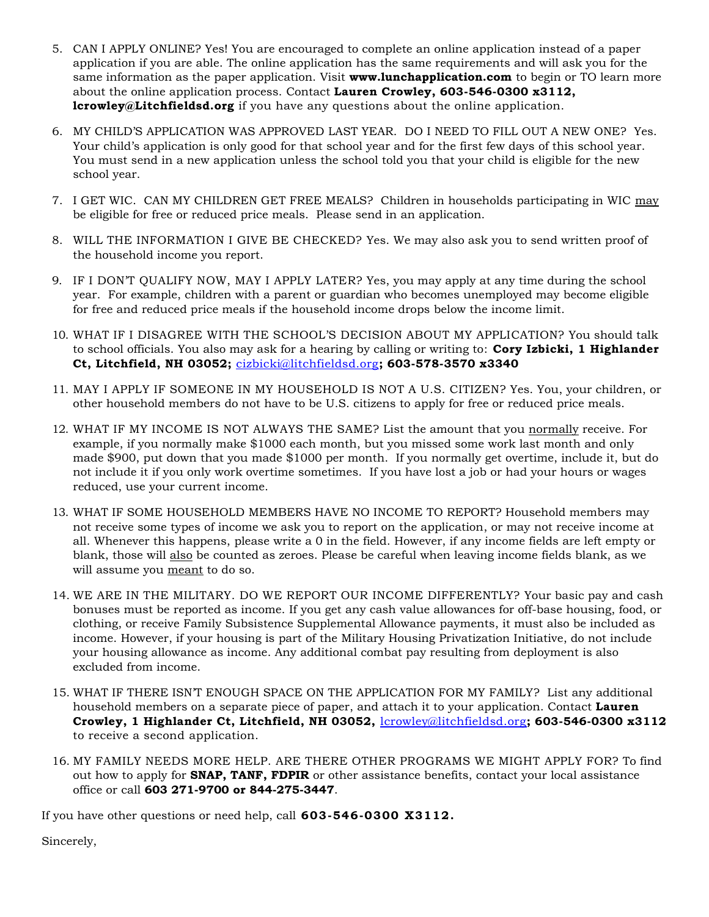5. CAN I APPLY ONLINE? Yes! You are encouraged to complete an online application instead of a paper application if you are able. The online application has the same requirements and will ask you for the same information as the paper application. Visit **www.lunchapplication.com** to begin or TO learn more about the online application process. Contact **Lauren Crowley, 603-546-0300 x3112, lcrowley@Litchfieldsd.org** if you have any questions about the online application.

6. MY CHILD'S APPLICATION WAS APPROVED LAST YEAR. DO I NEED TO FILL OUT A NEW ONE? Yes. Your child's application is only good for that school year and for the first few days of this school year. You must send in a new application unless the school told you that your child is eligible for the new school year.

7. I GET WIC. CAN MY CHILDREN GET FREE MEALS? Children in households participating in WIC may be eligible for free or reduced price meals. Please send in an application.

8. WILL THE INFORMATION I GIVE BE CHECKED? Yes. We may also ask you to send written proof of the household income you report.

9. IF I DON'T QUALIFY NOW, MAY I APPLY LATER? Yes, you may apply at any time during the school year. For example, children with a parent or guardian who becomes unemployed may become eligible for free and reduced price meals if the household income drops below the income limit.

10. WHAT IF I DISAGREE WITH THE SCHOOL'S DECISION ABOUT MY APPLICATION? You should talk to school officials. You also may ask for a hearing by calling or writing to: **Cory Izbicki, 1 Highlander Ct, Litchfield, NH 03052;** cizbicki@litchfieldsd.org**; 603-578-3570 x3340**

11. MAY I APPLY IF SOMEONE IN MY HOUSEHOLD IS NOT A U.S. CITIZEN? Yes. You, your children, or other household members do not have to be U.S. citizens to apply for free or reduced price meals.

12. WHAT IF MY INCOME IS NOT ALWAYS THE SAME? List the amount that you normally receive. For example, if you normally make $1000 each month, but you missed some work last month and only made $900, put down that you made $1000 per month. If you normally get overtime, include it, but do not include it if you only work overtime sometimes. If you have lost a job or had your hours or wages reduced, use your current income.

13. WHAT IF SOME HOUSEHOLD MEMBERS HAVE NO INCOME TO REPORT? Household members may not receive some types of income we ask you to report on the application, or may not receive income at all. Whenever this happens, please write a 0 in the field. However, if any income fields are left empty or blank, those will also be counted as zeroes. Please be careful when leaving income fields blank, as we will assume you meant to do so.

14. WE ARE IN THE MILITARY. DO WE REPORT OUR INCOME DIFFERENTLY? Your basic pay and cash bonuses must be reported as income. If you get any cash value allowances for off-base housing, food, or clothing, or receive Family Subsistence Supplemental Allowance payments, it must also be included as income. However, if your housing is part of the Military Housing Privatization Initiative, do not include your housing allowance as income. Any additional combat pay resulting from deployment is also excluded from income.

15. WHAT IF THERE ISN'T ENOUGH SPACE ON THE APPLICATION FOR MY FAMILY? List any additional household members on a separate piece of paper, and attach it to your application. Contact **Lauren Crowley, 1 Highlander Ct, Litchfield, NH 03052,** lcrowley@litchfieldsd.org**; 603-546-0300 x3112** to receive a second application.

16. MY FAMILY NEEDS MORE HELP. ARE THERE OTHER PROGRAMS WE MIGHT APPLY FOR? To find out how to apply for **SNAP, TANF, FDPIR** or other assistance benefits, contact your local assistance office or call **603 271-9700 or 844-275-3447**.

If you have other questions or need help, call **603-546-0300 X3112.**

Sincerely,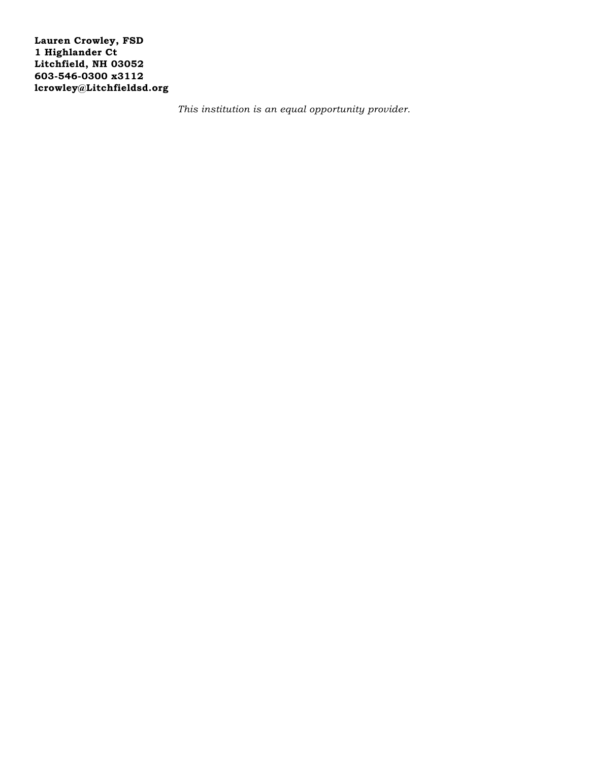**Lauren Crowley, FSD**
**1 Highlander Ct**
**Litchfield, NH 03052**
**603-546-0300 x3112**
**lcrowley@Litchfieldsd.org**

*This institution is an equal opportunity provider.*